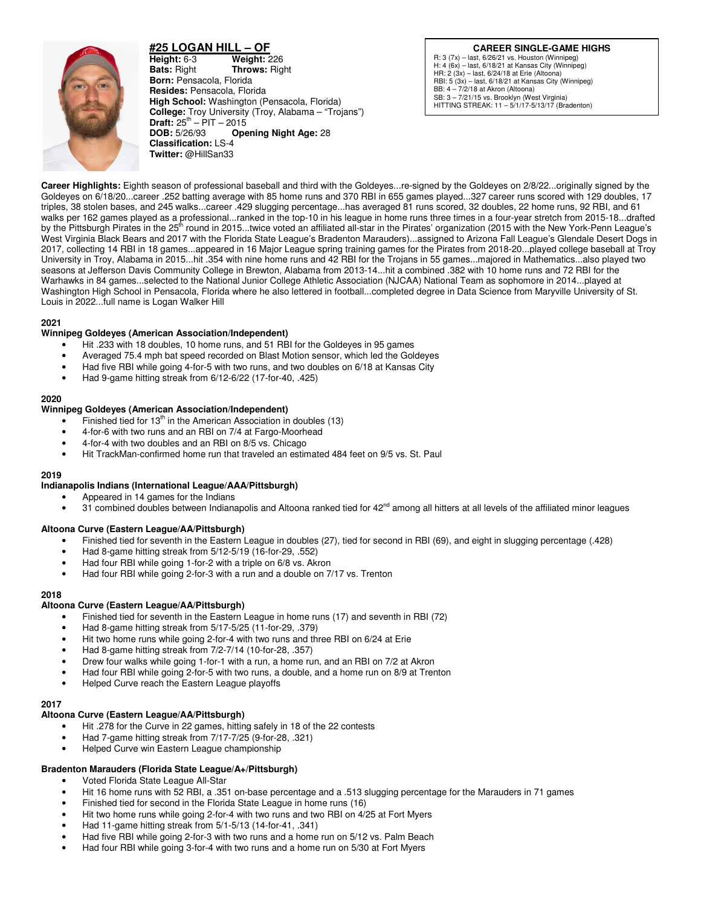## #25 LOGAN HILL – OF

**Height:** 6-3 **Weight:** 226
**Bats:** Right **Throws:** Right
**Born:** Pensacola, Florida
**Resides:** Pensacola, Florida
**High School:** Washington (Pensacola, Florida)
**College:** Troy University (Troy, Alabama – "Trojans")
**Draft:** 25th – PIT – 2015
**DOB:** 5/26/93 **Opening Night Age:** 28
**Classification:** LS-4
**Twitter:** @HillSan33

**CAREER SINGLE-GAME HIGHS**
R: 3 (7x) – last, 6/26/21 vs. Houston (Winnipeg)
H: 4 (6x) – last, 6/18/21 at Kansas City (Winnipeg)
HR: 2 (3x) – last, 6/24/18 at Erie (Altoona)
RBI: 5 (3x) – last, 6/18/21 at Kansas City (Winnipeg)
BB: 4 – 7/2/18 at Akron (Altoona)
SB: 3 – 7/21/15 vs. Brooklyn (West Virginia)
HITTING STREAK: 11 – 5/1/17-5/13/17 (Bradenton)

**Career Highlights:** Eighth season of professional baseball and third with the Goldeyes...re-signed by the Goldeyes on 2/8/22...originally signed by the Goldeyes on 6/18/20...career .252 batting average with 85 home runs and 370 RBI in 655 games played...327 career runs scored with 129 doubles, 17 triples, 38 stolen bases, and 245 walks...career .429 slugging percentage...has averaged 81 runs scored, 32 doubles, 22 home runs, 92 RBI, and 61 walks per 162 games played as a professional...ranked in the top-10 in his league in home runs three times in a four-year stretch from 2015-18...drafted by the Pittsburgh Pirates in the 25th round in 2015...twice voted an affiliated all-star in the Pirates' organization (2015 with the New York-Penn League's West Virginia Black Bears and 2017 with the Florida State League's Bradenton Marauders)...assigned to Arizona Fall League's Glendale Desert Dogs in 2017, collecting 14 RBI in 18 games...appeared in 16 Major League spring training games for the Pirates from 2018-20...played college baseball at Troy University in Troy, Alabama in 2015...hit .354 with nine home runs and 42 RBI for the Trojans in 55 games...majored in Mathematics...also played two seasons at Jefferson Davis Community College in Brewton, Alabama from 2013-14...hit a combined .382 with 10 home runs and 72 RBI for the Warhawks in 84 games...selected to the National Junior College Athletic Association (NJCAA) National Team as sophomore in 2014...played at Washington High School in Pensacola, Florida where he also lettered in football...completed degree in Data Science from Maryville University of St. Louis in 2022...full name is Logan Walker Hill

### 2021

**Winnipeg Goldeyes (American Association/Independent)**

- Hit .233 with 18 doubles, 10 home runs, and 51 RBI for the Goldeyes in 95 games
- Averaged 75.4 mph bat speed recorded on Blast Motion sensor, which led the Goldeyes
- Had five RBI while going 4-for-5 with two runs, and two doubles on 6/18 at Kansas City
- Had 9-game hitting streak from 6/12-6/22 (17-for-40, .425)

### 2020

**Winnipeg Goldeyes (American Association/Independent)**

- Finished tied for 13th in the American Association in doubles (13)
- 4-for-6 with two runs and an RBI on 7/4 at Fargo-Moorhead
- 4-for-4 with two doubles and an RBI on 8/5 vs. Chicago
- Hit TrackMan-confirmed home run that traveled an estimated 484 feet on 9/5 vs. St. Paul

### 2019

**Indianapolis Indians (International League/AAA/Pittsburgh)**

- Appeared in 14 games for the Indians
- 31 combined doubles between Indianapolis and Altoona ranked tied for 42nd among all hitters at all levels of the affiliated minor leagues

**Altoona Curve (Eastern League/AA/Pittsburgh)**

- Finished tied for seventh in the Eastern League in doubles (27), tied for second in RBI (69), and eight in slugging percentage (.428)
- Had 8-game hitting streak from 5/12-5/19 (16-for-29, .552)
- Had four RBI while going 1-for-2 with a triple on 6/8 vs. Akron
- Had four RBI while going 2-for-3 with a run and a double on 7/17 vs. Trenton

### 2018

**Altoona Curve (Eastern League/AA/Pittsburgh)**

- Finished tied for seventh in the Eastern League in home runs (17) and seventh in RBI (72)
- Had 8-game hitting streak from 5/17-5/25 (11-for-29, .379)
- Hit two home runs while going 2-for-4 with two runs and three RBI on 6/24 at Erie
- Had 8-game hitting streak from 7/2-7/14 (10-for-28, .357)
- Drew four walks while going 1-for-1 with a run, a home run, and an RBI on 7/2 at Akron
- Had four RBI while going 2-for-5 with two runs, a double, and a home run on 8/9 at Trenton
- Helped Curve reach the Eastern League playoffs

### 2017

**Altoona Curve (Eastern League/AA/Pittsburgh)**

- Hit .278 for the Curve in 22 games, hitting safely in 18 of the 22 contests
- Had 7-game hitting streak from 7/17-7/25 (9-for-28, .321)
- Helped Curve win Eastern League championship

**Bradenton Marauders (Florida State League/A+/Pittsburgh)**

- Voted Florida State League All-Star
- Hit 16 home runs with 52 RBI, a .351 on-base percentage and a .513 slugging percentage for the Marauders in 71 games
- Finished tied for second in the Florida State League in home runs (16)
- Hit two home runs while going 2-for-4 with two runs and two RBI on 4/25 at Fort Myers
- Had 11-game hitting streak from 5/1-5/13 (14-for-41, .341)
- Had five RBI while going 2-for-3 with two runs and a home run on 5/12 vs. Palm Beach
- Had four RBI while going 3-for-4 with two runs and a home run on 5/30 at Fort Myers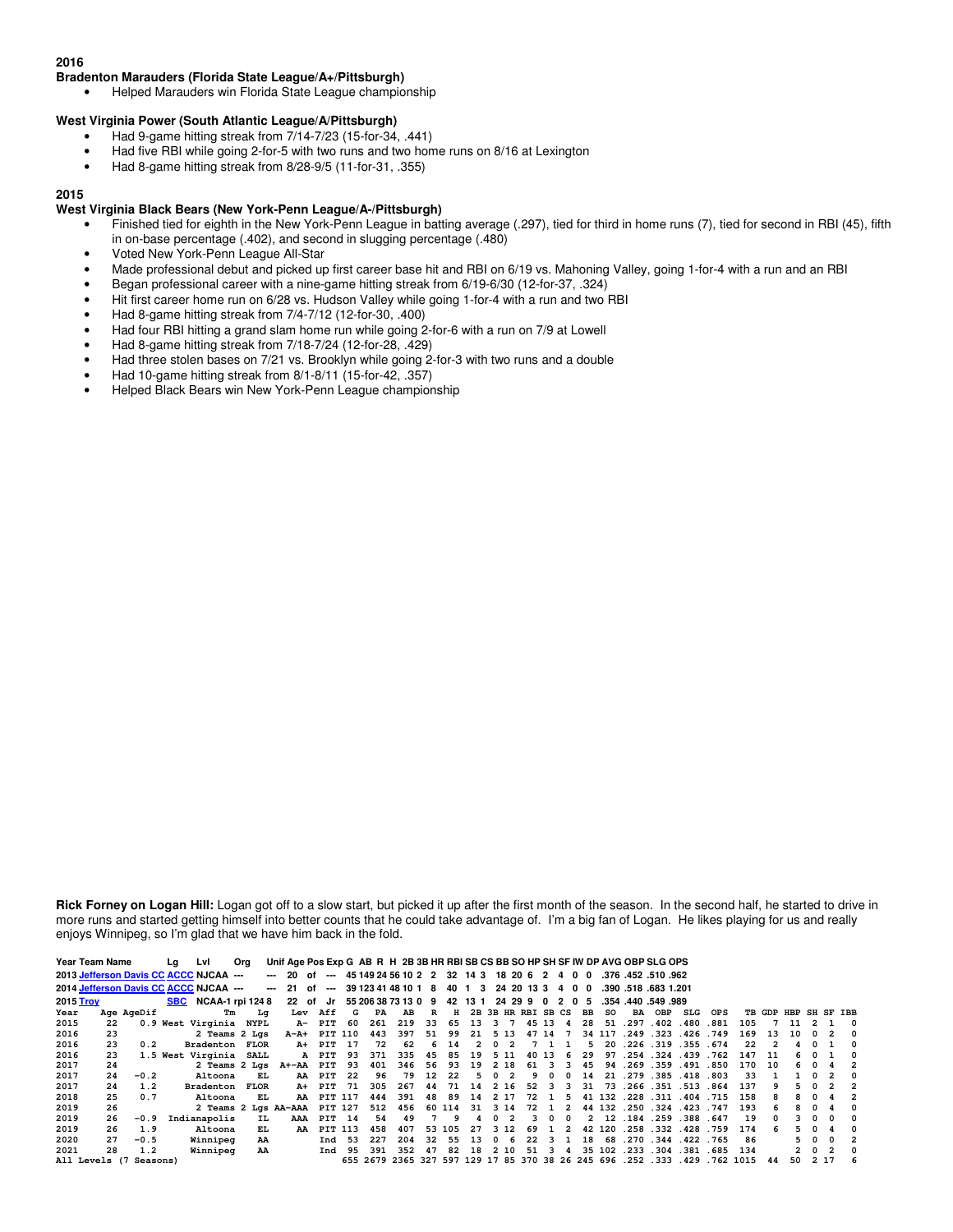**2016**

**Bradenton Marauders (Florida State League/A+/Pittsburgh)**

- Helped Marauders win Florida State League championship

**West Virginia Power (South Atlantic League/A/Pittsburgh)**

- Had 9-game hitting streak from 7/14-7/23 (15-for-34, .441)
- Had five RBI while going 2-for-5 with two runs and two home runs on 8/16 at Lexington
- Had 8-game hitting streak from 8/28-9/5 (11-for-31, .355)

**2015**

**West Virginia Black Bears (New York-Penn League/A-/Pittsburgh)**

- Finished tied for eighth in the New York-Penn League in batting average (.297), tied for third in home runs (7), tied for second in RBI (45), fifth in on-base percentage (.402), and second in slugging percentage (.480)
- Voted New York-Penn League All-Star
- Made professional debut and picked up first career base hit and RBI on 6/19 vs. Mahoning Valley, going 1-for-4 with a run and an RBI
- Began professional career with a nine-game hitting streak from 6/19-6/30 (12-for-37, .324)
- Hit first career home run on 6/28 vs. Hudson Valley while going 1-for-4 with a run and two RBI
- Had 8-game hitting streak from 7/4-7/12 (12-for-30, .400)
- Had four RBI hitting a grand slam home run while going 2-for-6 with a run on 7/9 at Lowell
- Had 8-game hitting streak from 7/18-7/24 (12-for-28, .429)
- Had three stolen bases on 7/21 vs. Brooklyn while going 2-for-3 with two runs and a double
- Had 10-game hitting streak from 8/1-8/11 (15-for-42, .357)
- Helped Black Bears win New York-Penn League championship

**Rick Forney on Logan Hill:** Logan got off to a slow start, but picked it up after the first month of the season. In the second half, he started to drive in more runs and started getting himself into better counts that he could take advantage of. I'm a big fan of Logan. He likes playing for us and really enjoys Winnipeg, so I'm glad that we have him back in the fold.

| Year | Team Name | Lg | Lvl | Org | Unif | Age | Pos | Exp | G | AB | R | H | 2B | 3B | HR | RBI | SB | CS | BB | SO | HP | SH | SF | IW | DP | AVG | OBP | SLG | OPS |
|---|---|---|---|---|---|---|---|---|---|---|---|---|---|---|---|---|---|---|---|---|---|---|---|---|---|---|---|---|---|
| 2013 | Jefferson Davis CC | ACCC | NJCAA | --- | --- | 20 | of | --- | 45 | 149 | 24 | 56 | 10 | 2 | 2 | 32 | 14 | 3 | 18 | 20 | 6 | 2 | 4 | 0 | 0 | .376 | .452 | .510 | .962 |
| 2014 | Jefferson Davis CC | ACCC | NJCAA | --- | --- | 21 | of | --- | 39 | 123 | 41 | 48 | 10 | 1 | 8 | 40 | 1 | 3 | 24 | 20 | 13 | 3 | 4 | 0 | 0 | .390 | .518 | .683 | 1.201 |
| 2015 | Troy | SBC | NCAA-1 | rpi 124 | 8 | 22 | of | Jr | 55 | 206 | 38 | 73 | 13 | 0 | 9 | 42 | 13 | 1 | 24 | 29 | 9 | 0 | 2 | 0 | 5 | .354 | .440 | .549 | .989 |

| Year | Age | AgeDif | Tm | Lg | Lev | Aff | G | PA | AB | R | H | 2B | 3B | HR | RBI | SB | CS | BB | SO | BA | OBP | SLG | OPS | TB | GDP | HBP | SH | SF | IBB |
|---|---|---|---|---|---|---|---|---|---|---|---|---|---|---|---|---|---|---|---|---|---|---|---|---|---|---|---|---|---|
| 2015 | 22 | 0.9 | West Virginia | NYPL | A- | PIT | 60 | 261 | 219 | 33 | 65 | 13 | 3 | 7 | 45 | 13 | 4 | 28 | 51 | .297 | .402 | .480 | .881 | 105 | 7 | 11 | 2 | 1 | 0 |
| 2016 | 23 | | 2 Teams | 2 Lgs | A-A+ | PIT | 110 | 443 | 397 | 51 | 99 | 21 | 5 | 13 | 47 | 14 | 7 | 34 | 117 | .249 | .323 | .426 | .749 | 169 | 13 | 10 | 0 | 2 | 0 |
| 2016 | 23 | 0.2 | Bradenton | FLOR | A+ | PIT | 17 | 72 | 62 | 6 | 14 | 2 | 0 | 2 | 7 | 1 | 1 | 5 | 20 | .226 | .319 | .355 | .674 | 22 | 2 | 4 | 0 | 1 | 0 |
| 2016 | 23 | 1.5 | West Virginia | SALL | A | PIT | 93 | 371 | 335 | 45 | 85 | 19 | 5 | 11 | 40 | 13 | 6 | 29 | 97 | .254 | .324 | .439 | .762 | 147 | 11 | 6 | 0 | 1 | 0 |
| 2017 | 24 | | 2 Teams | 2 Lgs | A+-AA | PIT | 93 | 401 | 346 | 56 | 93 | 19 | 2 | 18 | 61 | 3 | 3 | 45 | 94 | .269 | .359 | .491 | .850 | 170 | 10 | 6 | 0 | 4 | 2 |
| 2017 | 24 | -0.2 | Altoona | EL | AA | PIT | 22 | 96 | 79 | 12 | 22 | 5 | 0 | 2 | 9 | 0 | 0 | 14 | 21 | .279 | .385 | .418 | .803 | 33 | 1 | 1 | 0 | 2 | 0 |
| 2017 | 24 | 1.2 | Bradenton | FLOR | A+ | PIT | 71 | 305 | 267 | 44 | 71 | 14 | 2 | 16 | 52 | 3 | 3 | 31 | 73 | .266 | .351 | .513 | .864 | 137 | 9 | 5 | 0 | 2 | 2 |
| 2018 | 25 | 0.7 | Altoona | EL | AA | PIT | 117 | 444 | 391 | 48 | 89 | 14 | 2 | 17 | 72 | 1 | 5 | 41 | 132 | .228 | .311 | .404 | .715 | 158 | 8 | 8 | 0 | 4 | 2 |
| 2019 | 26 | | 2 Teams | 2 Lgs | AA-AAA | PIT | 127 | 512 | 456 | 60 | 114 | 31 | 3 | 14 | 72 | 1 | 2 | 44 | 132 | .250 | .324 | .423 | .747 | 193 | 6 | 8 | 0 | 4 | 0 |
| 2019 | 26 | -0.9 | Indianapolis | IL | AAA | PIT | 14 | 54 | 49 | 7 | 9 | 4 | 0 | 2 | 3 | 0 | 0 | 2 | 12 | .184 | .259 | .388 | .647 | 19 | 0 | 3 | 0 | 0 | 0 |
| 2019 | 26 | 1.9 | Altoona | EL | AA | PIT | 113 | 458 | 407 | 53 | 105 | 27 | 3 | 12 | 69 | 1 | 2 | 42 | 120 | .258 | .332 | .428 | .759 | 174 | 6 | 5 | 0 | 4 | 0 |
| 2020 | 27 | -0.5 | Winnipeg | AA | | Ind | 53 | 227 | 204 | 32 | 55 | 13 | 0 | 6 | 22 | 3 | 1 | 18 | 68 | .270 | .344 | .422 | .765 | 86 | | 5 | 0 | 0 | 2 |
| 2021 | 28 | 1.2 | Winnipeg | AA | | Ind | 95 | 391 | 352 | 47 | 82 | 18 | 2 | 10 | 51 | 3 | 4 | 35 | 102 | .233 | .304 | .381 | .685 | 134 | | 2 | 0 | 2 | 0 |
| All Levels (7 Seasons) | | | | | | | 655 | 2679 | 2365 | 327 | 597 | 129 | 17 | 85 | 370 | 38 | 26 | 245 | 696 | .252 | .333 | .429 | .762 | 1015 | 44 | 50 | 2 | 17 | 6 |